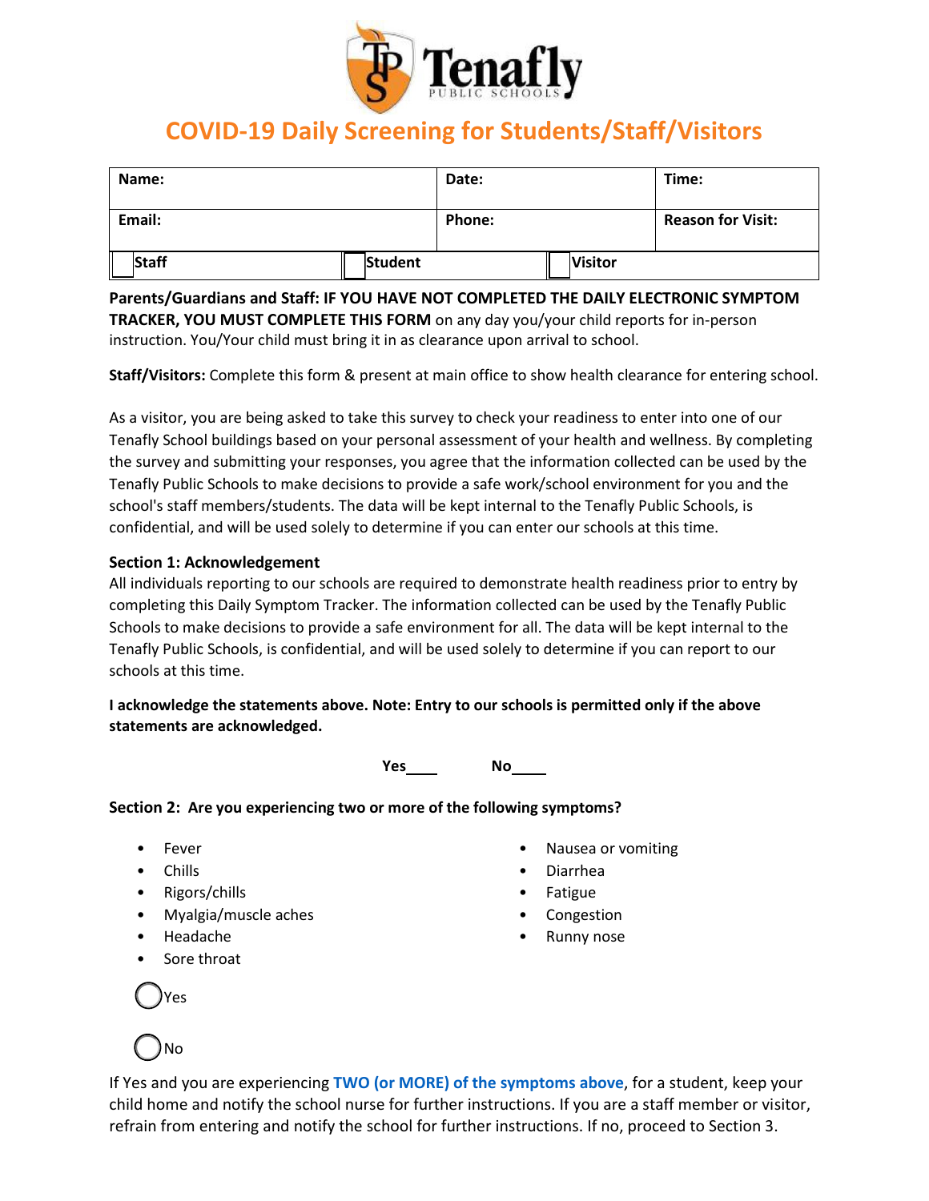# COVID-19 Daily Screening for Students/Staff/Visitors

| Name: | Date: | Time: |
|---|---|---|
| Email: | Phone: | Reason for Visit: |
| ☐ Staff ☐ Student | ☐ Visitor | |

**Parents/Guardians and Staff: IF YOU HAVE NOT COMPLETED THE DAILY ELECTRONIC SYMPTOM TRACKER, YOU MUST COMPLETE THIS FORM** on any day you/your child reports for in-person instruction. You/Your child must bring it in as clearance upon arrival to school.

**Staff/Visitors:** Complete this form & present at main office to show health clearance for entering school.

As a visitor, you are being asked to take this survey to check your readiness to enter into one of our Tenafly School buildings based on your personal assessment of your health and wellness. By completing the survey and submitting your responses, you agree that the information collected can be used by the Tenafly Public Schools to make decisions to provide a safe work/school environment for you and the school's staff members/students. The data will be kept internal to the Tenafly Public Schools, is confidential, and will be used solely to determine if you can enter our schools at this time.

**Section 1: Acknowledgement**

All individuals reporting to our schools are required to demonstrate health readiness prior to entry by completing this Daily Symptom Tracker. The information collected can be used by the Tenafly Public Schools to make decisions to provide a safe environment for all. The data will be kept internal to the Tenafly Public Schools, is confidential, and will be used solely to determine if you can report to our schools at this time.

**I acknowledge the statements above. Note: Entry to our schools is permitted only if the above statements are acknowledged.**

**Yes____ No____**

**Section 2: Are you experiencing two or more of the following symptoms?**

- Fever
- Chills
- Rigors/chills
- Myalgia/muscle aches
- Headache
- Sore throat
- Nausea or vomiting
- Diarrhea
- Fatigue
- Congestion
- Runny nose

○ Yes

○ No

If Yes and you are experiencing **TWO (or MORE) of the symptoms above**, for a student, keep your child home and notify the school nurse for further instructions. If you are a staff member or visitor, refrain from entering and notify the school for further instructions. If no, proceed to Section 3.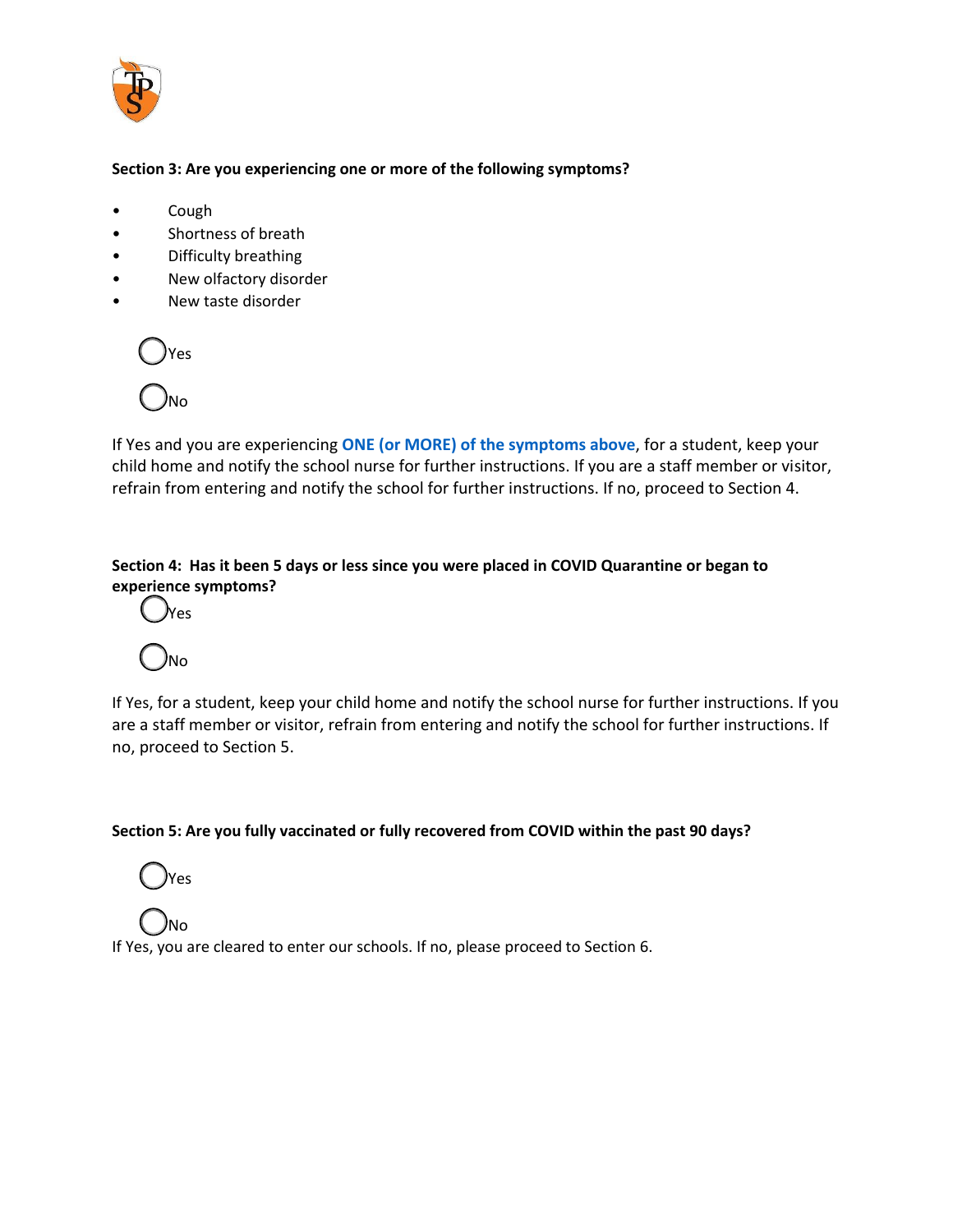**Section 3: Are you experiencing one or more of the following symptoms?**

- Cough
- Shortness of breath
- Difficulty breathing
- New olfactory disorder
- New taste disorder

◯ Yes

◯ No

If Yes and you are experiencing **ONE (or MORE) of the symptoms above**, for a student, keep your child home and notify the school nurse for further instructions. If you are a staff member or visitor, refrain from entering and notify the school for further instructions. If no, proceed to Section 4.

**Section 4: Has it been 5 days or less since you were placed in COVID Quarantine or began to experience symptoms?**

◯ Yes

◯ No

If Yes, for a student, keep your child home and notify the school nurse for further instructions. If you are a staff member or visitor, refrain from entering and notify the school for further instructions. If no, proceed to Section 5.

**Section 5: Are you fully vaccinated or fully recovered from COVID within the past 90 days?**

◯ Yes

◯ No

If Yes, you are cleared to enter our schools. If no, please proceed to Section 6.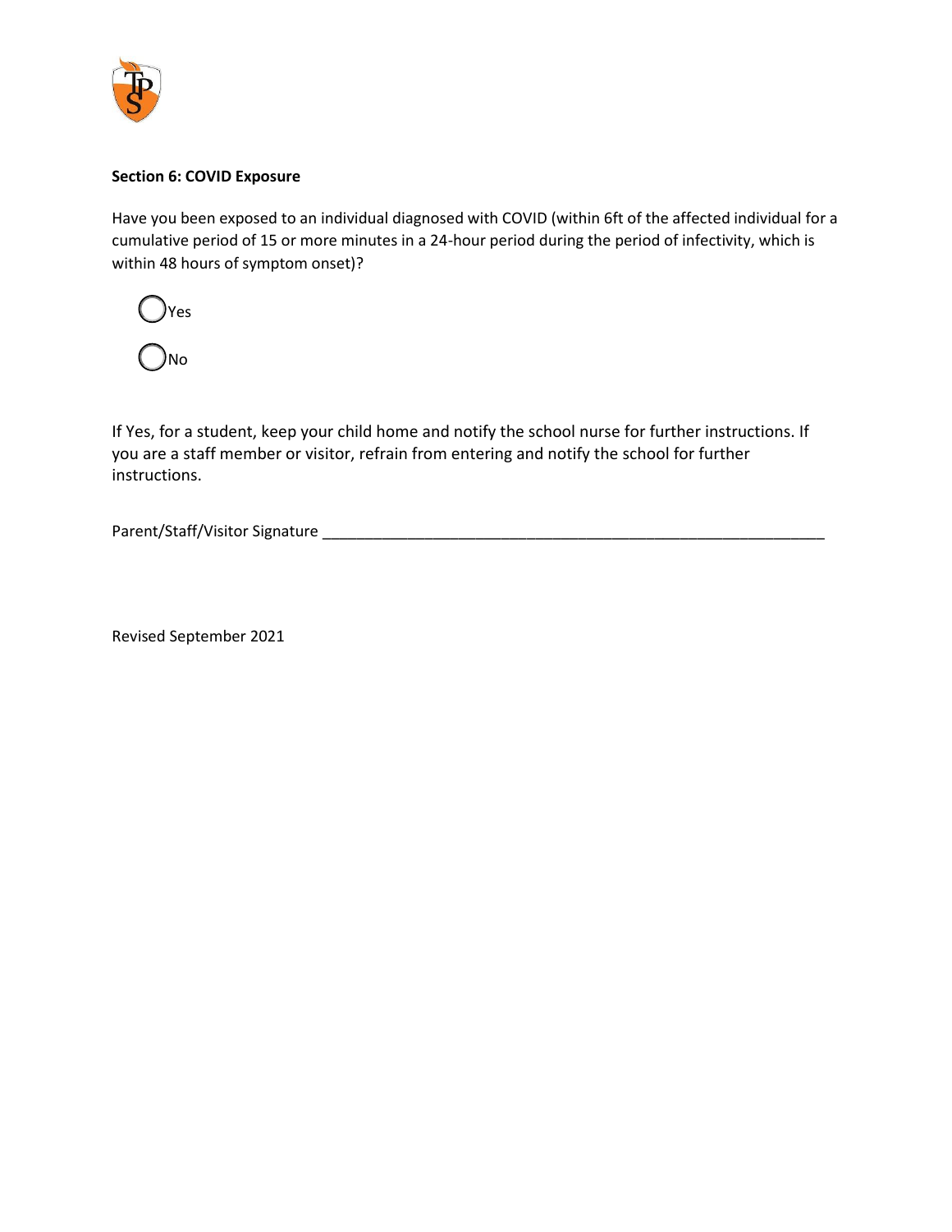**Section 6: COVID Exposure**

Have you been exposed to an individual diagnosed with COVID (within 6ft of the affected individual for a cumulative period of 15 or more minutes in a 24-hour period during the period of infectivity, which is within 48 hours of symptom onset)?

- ◯ Yes
- ◯ No

If Yes, for a student, keep your child home and notify the school nurse for further instructions. If you are a staff member or visitor, refrain from entering and notify the school for further instructions.

Parent/Staff/Visitor Signature ____________________________________________________________

Revised September 2021